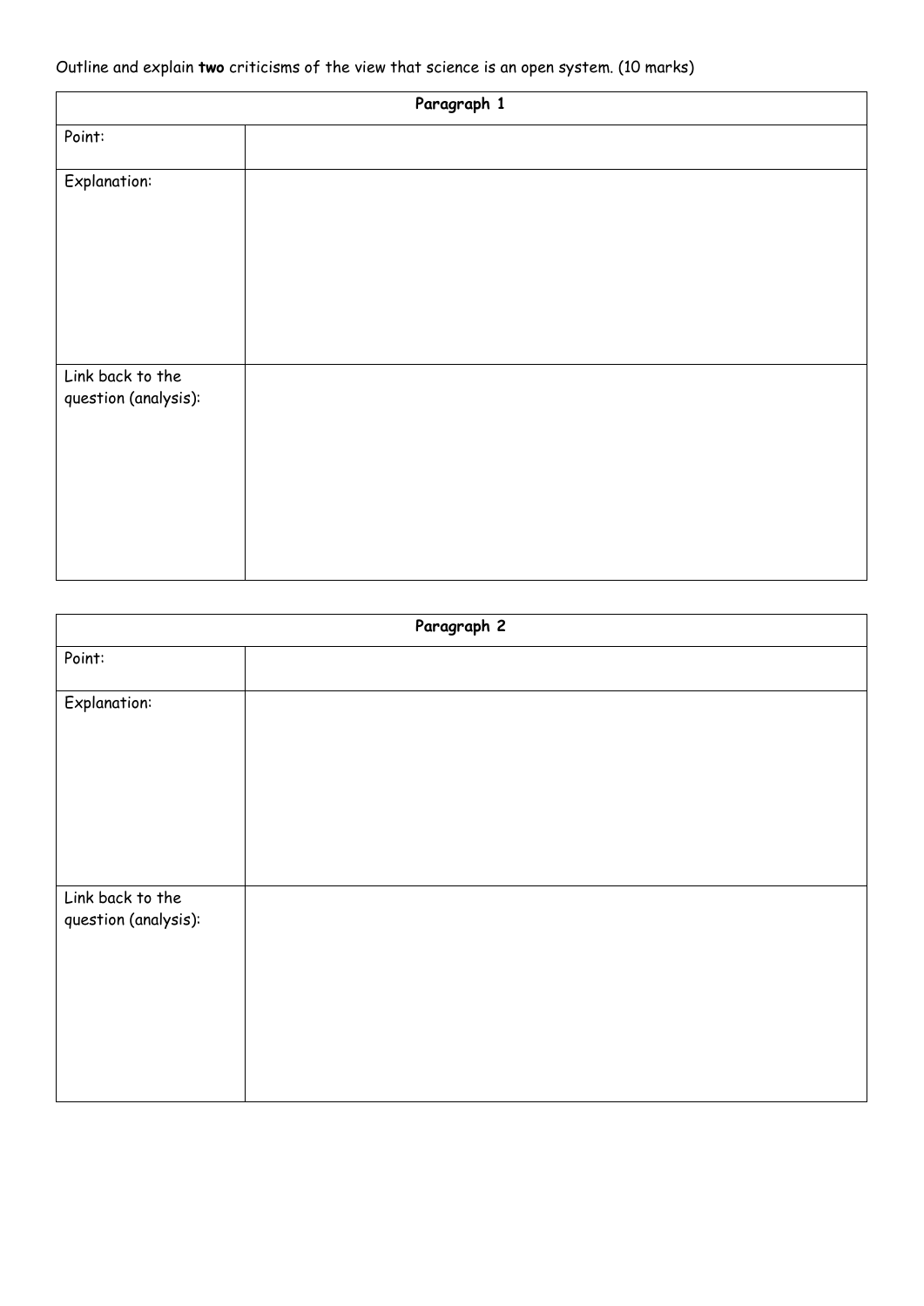Outline and explain **two** criticisms of the view that science is an open system. (10 marks)

| **Paragraph 1** | |
|---|---|
| Point: | |
| Explanation: | |
| Link back to the question (analysis): | |

| **Paragraph 2** | |
|---|---|
| Point: | |
| Explanation: | |
| Link back to the question (analysis): | |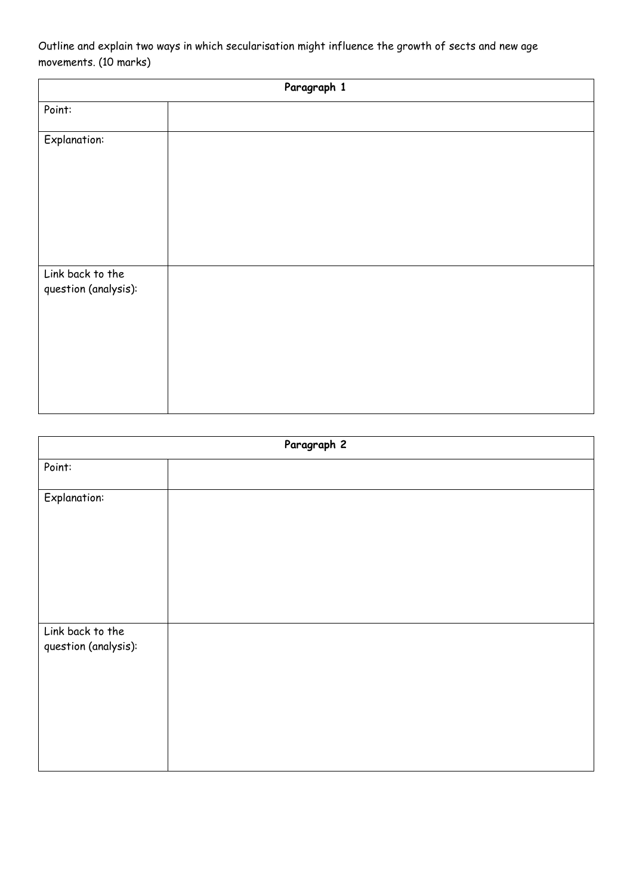Outline and explain two ways in which secularisation might influence the growth of sects and new age movements. (10 marks)

| Paragraph 1 | |
| --- | --- |
| Point: | |
| Explanation: | |
| Link back to the question (analysis): | |

| Paragraph 2 | |
| --- | --- |
| Point: | |
| Explanation: | |
| Link back to the question (analysis): | |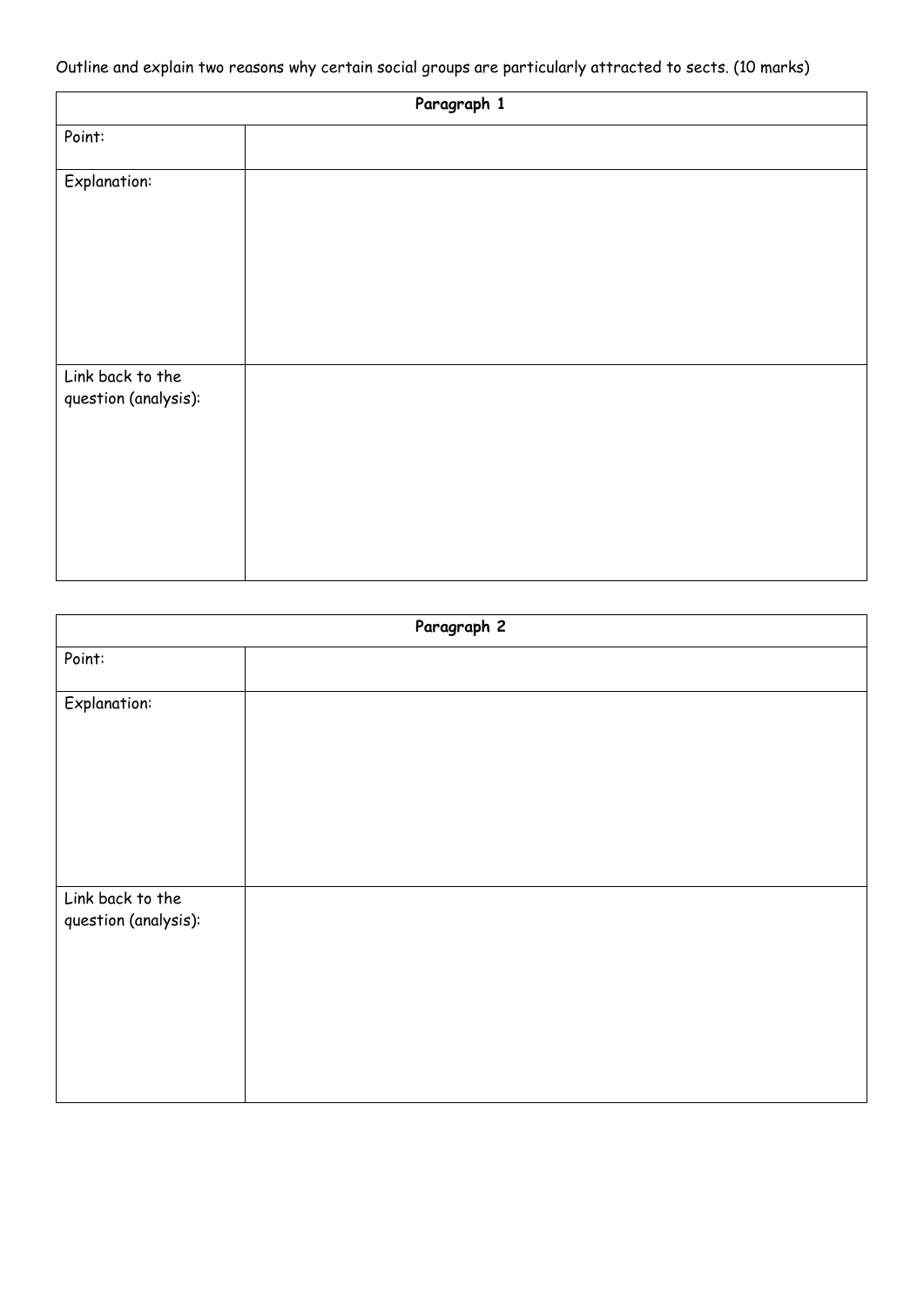Outline and explain two reasons why certain social groups are particularly attracted to sects. (10 marks)

| Paragraph 1 | |
|---|---|
| Point: | |
| Explanation: | |
| Link back to the question (analysis): | |

| Paragraph 2 | |
|---|---|
| Point: | |
| Explanation: | |
| Link back to the question (analysis): | |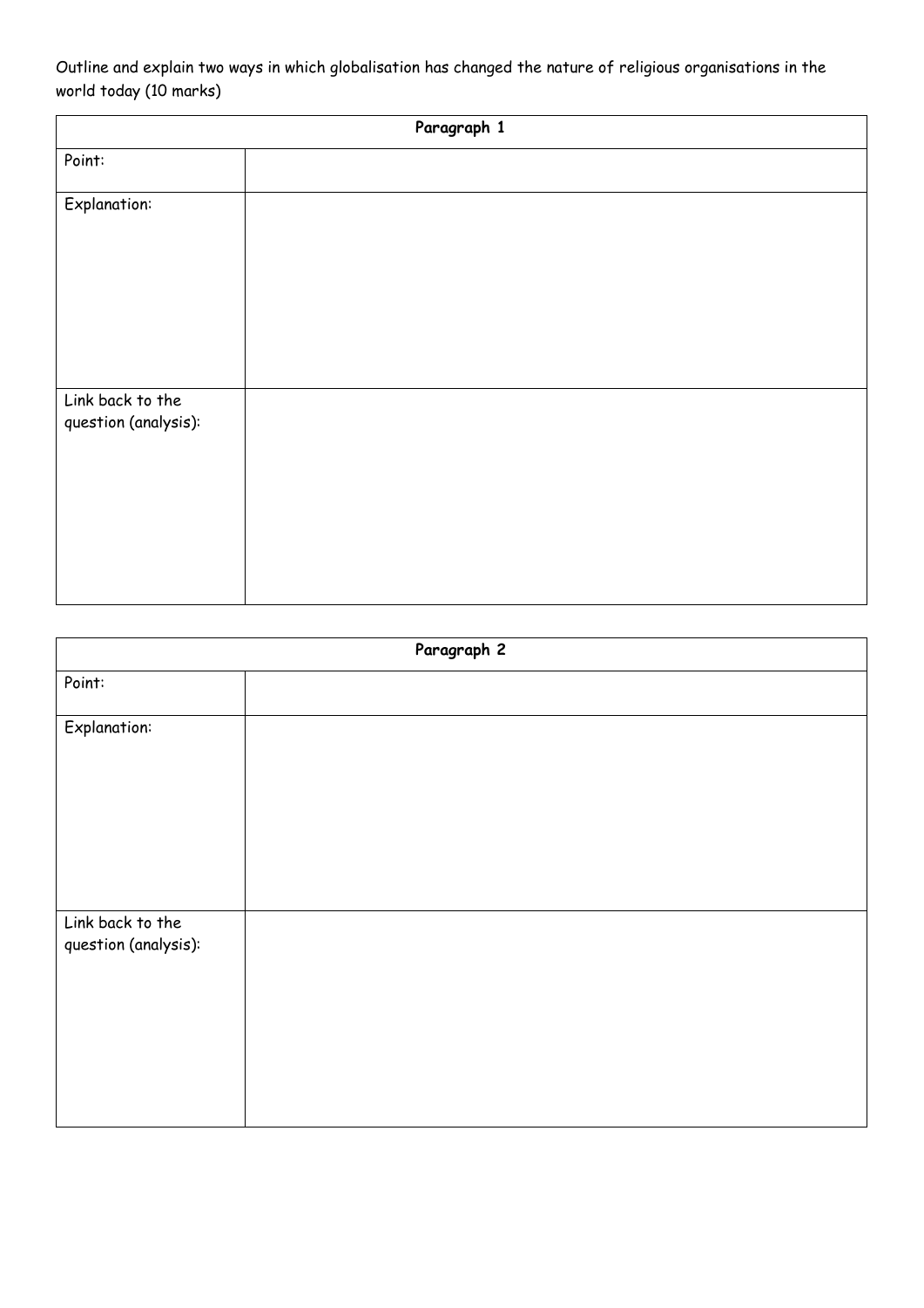Outline and explain two ways in which globalisation has changed the nature of religious organisations in the world today (10 marks)

| Paragraph 1 | |
|---|---|
| Point: | |
| Explanation: | |
| Link back to the question (analysis): | |

| Paragraph 2 | |
|---|---|
| Point: | |
| Explanation: | |
| Link back to the question (analysis): | |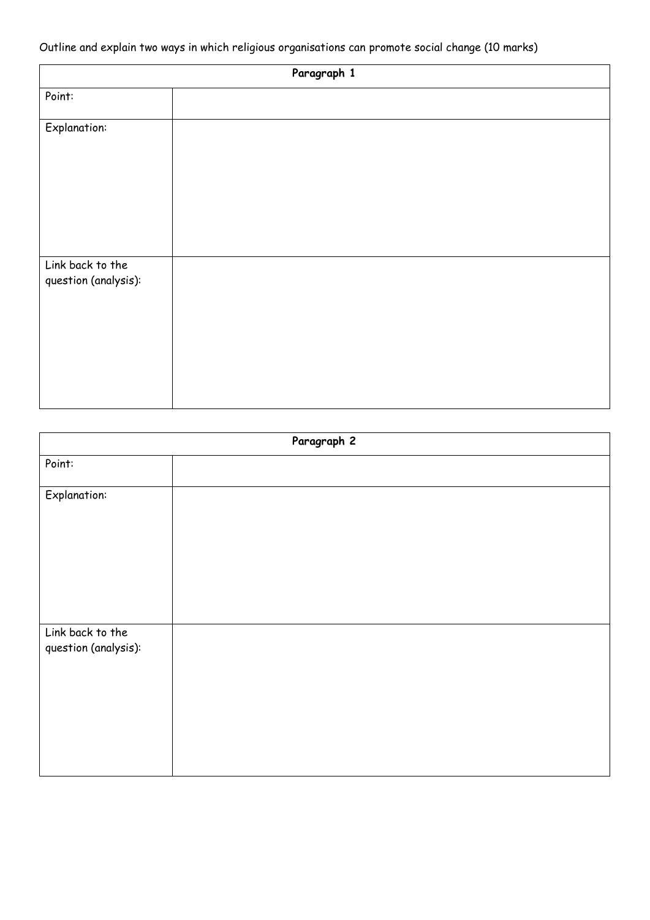Outline and explain two ways in which religious organisations can promote social change (10 marks)

| Paragraph 1 | |
| --- | --- |
| Point: | |
| Explanation: | |
| Link back to the question (analysis): | |

| Paragraph 2 | |
| --- | --- |
| Point: | |
| Explanation: | |
| Link back to the question (analysis): | |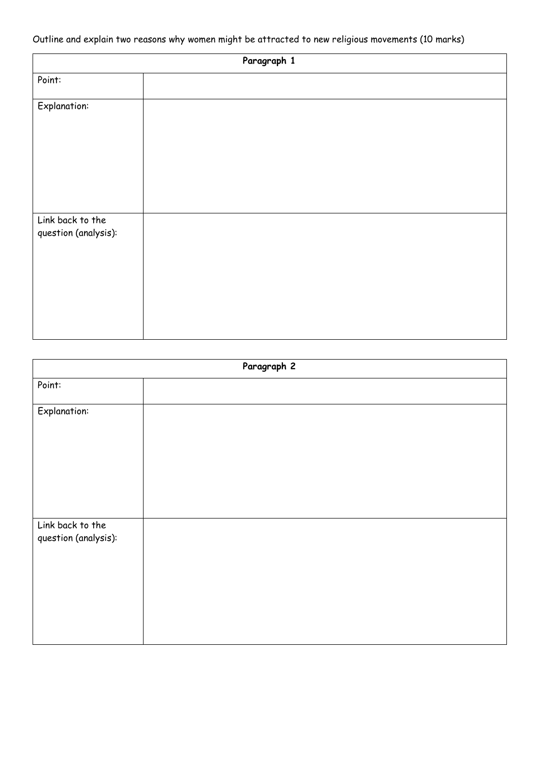Outline and explain two reasons why women might be attracted to new religious movements (10 marks)

| **Paragraph 1** | |
|---|---|
| Point: | |
| Explanation: | |
| Link back to the question (analysis): | |

| **Paragraph 2** | |
|---|---|
| Point: | |
| Explanation: | |
| Link back to the question (analysis): | |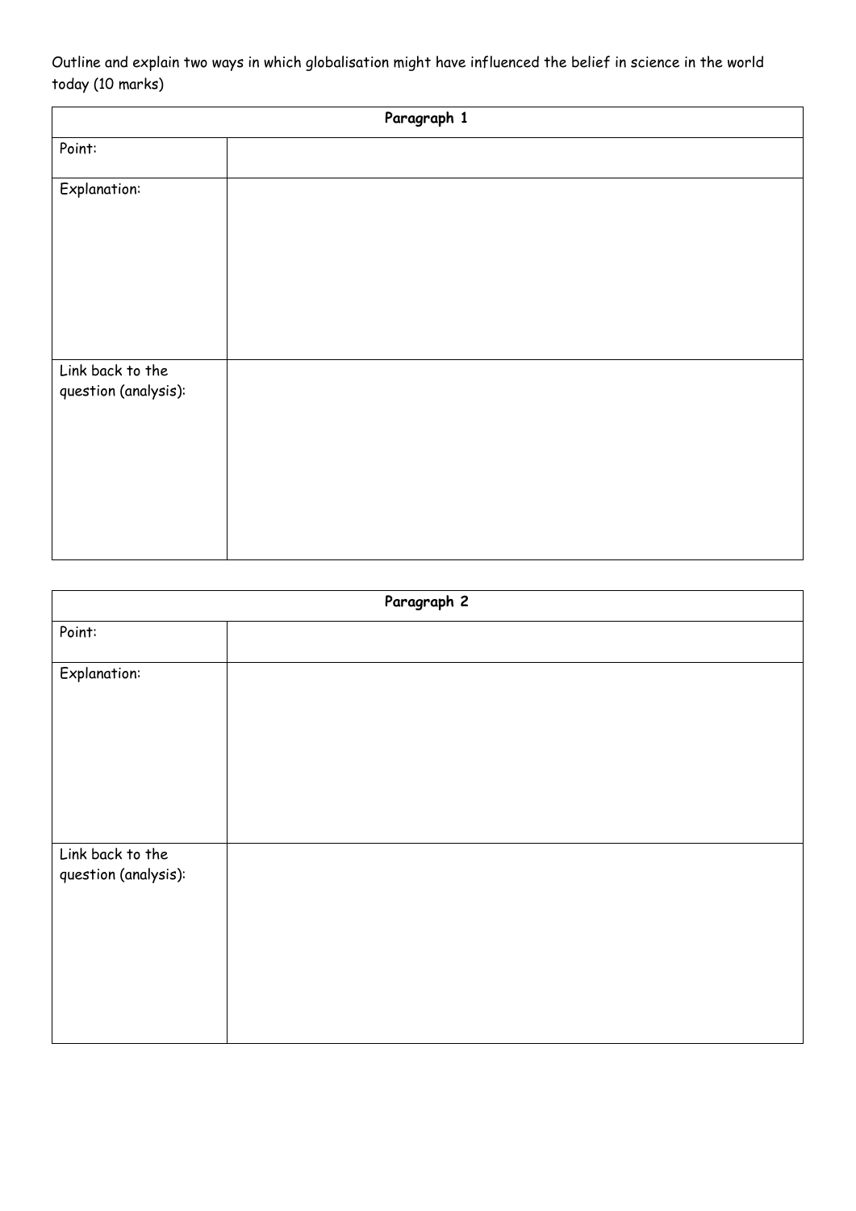Outline and explain two ways in which globalisation might have influenced the belief in science in the world today (10 marks)

| Paragraph 1 | |
|---|---|
| Point: | |
| Explanation: | |
| Link back to the question (analysis): | |

| Paragraph 2 | |
|---|---|
| Point: | |
| Explanation: | |
| Link back to the question (analysis): | |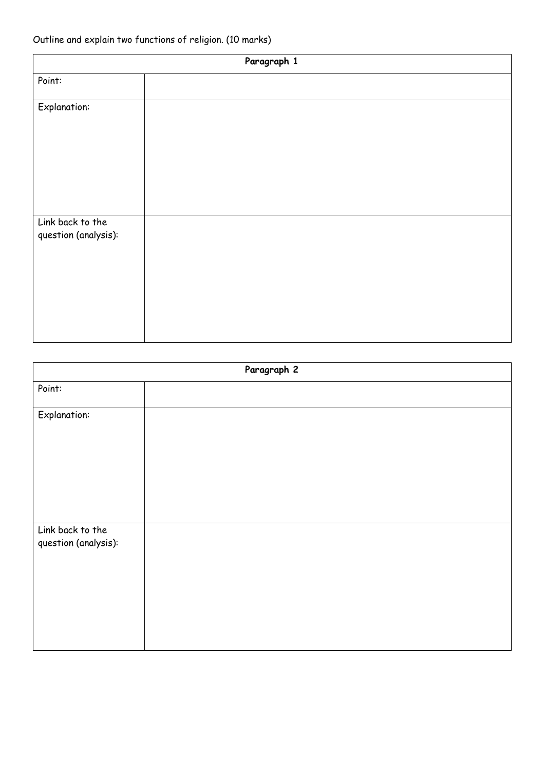Outline and explain two functions of religion. (10 marks)

| Paragraph 1 | |
|---|---|
| Point: | |
| Explanation: | |
| Link back to the question (analysis): | |

| Paragraph 2 | |
|---|---|
| Point: | |
| Explanation: | |
| Link back to the question (analysis): | |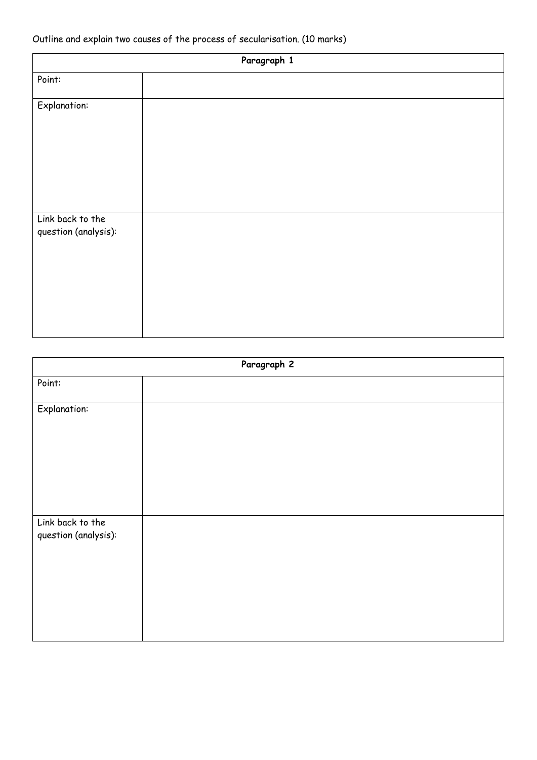Outline and explain two causes of the process of secularisation. (10 marks)

| Paragraph 1 | |
|---|---|
| Point: | |
| Explanation: | |
| Link back to the question (analysis): | |

| Paragraph 2 | |
|---|---|
| Point: | |
| Explanation: | |
| Link back to the question (analysis): | |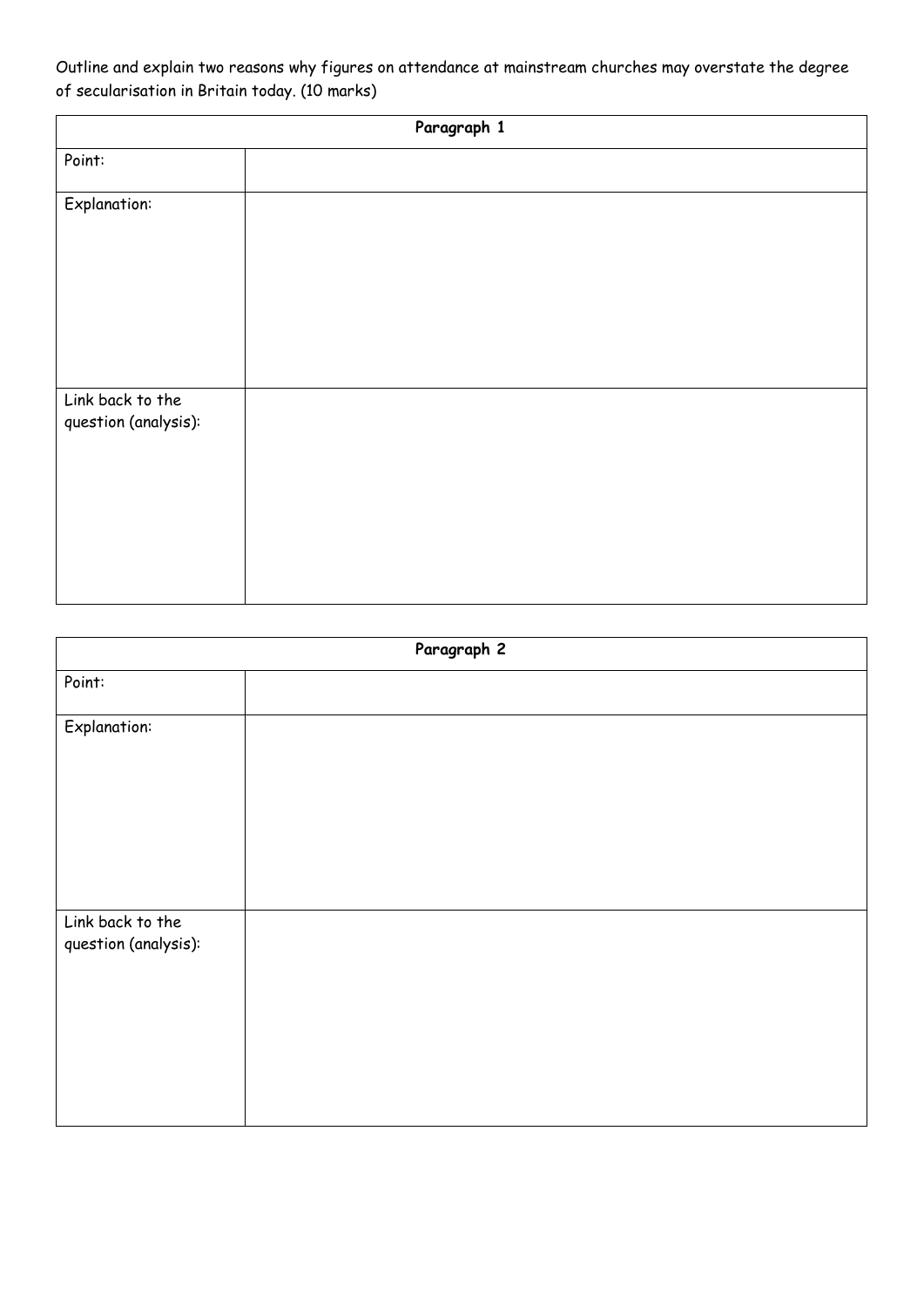Outline and explain two reasons why figures on attendance at mainstream churches may overstate the degree of secularisation in Britain today. (10 marks)

| Paragraph 1 | |
| --- | --- |
| Point: | |
| Explanation: | |
| Link back to the question (analysis): | |

| Paragraph 2 | |
| --- | --- |
| Point: | |
| Explanation: | |
| Link back to the question (analysis): | |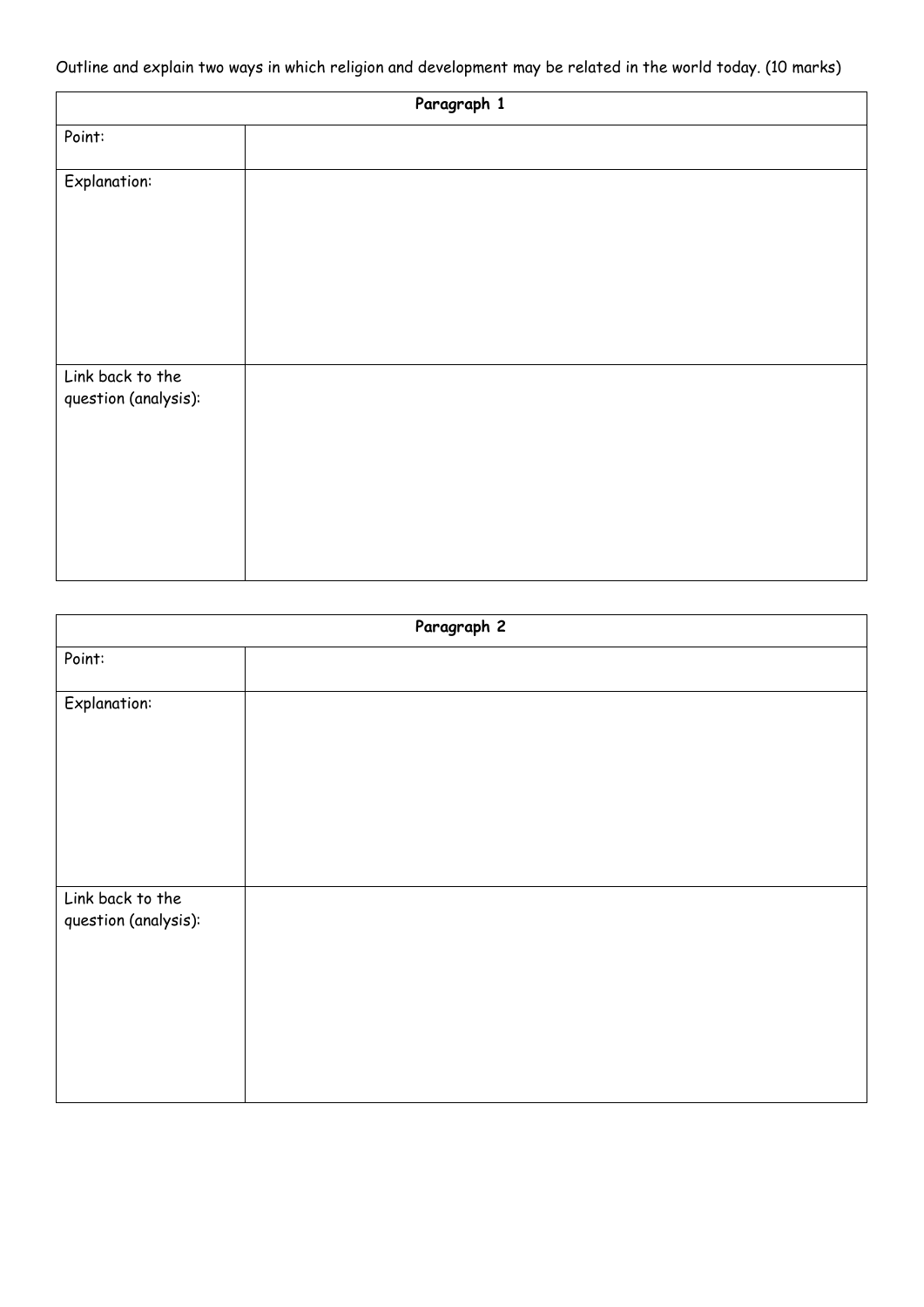Outline and explain two ways in which religion and development may be related in the world today. (10 marks)

| Paragraph 1 | |
|---|---|
| Point: | |
| Explanation: | |
| Link back to the question (analysis): | |

| Paragraph 2 | |
|---|---|
| Point: | |
| Explanation: | |
| Link back to the question (analysis): | |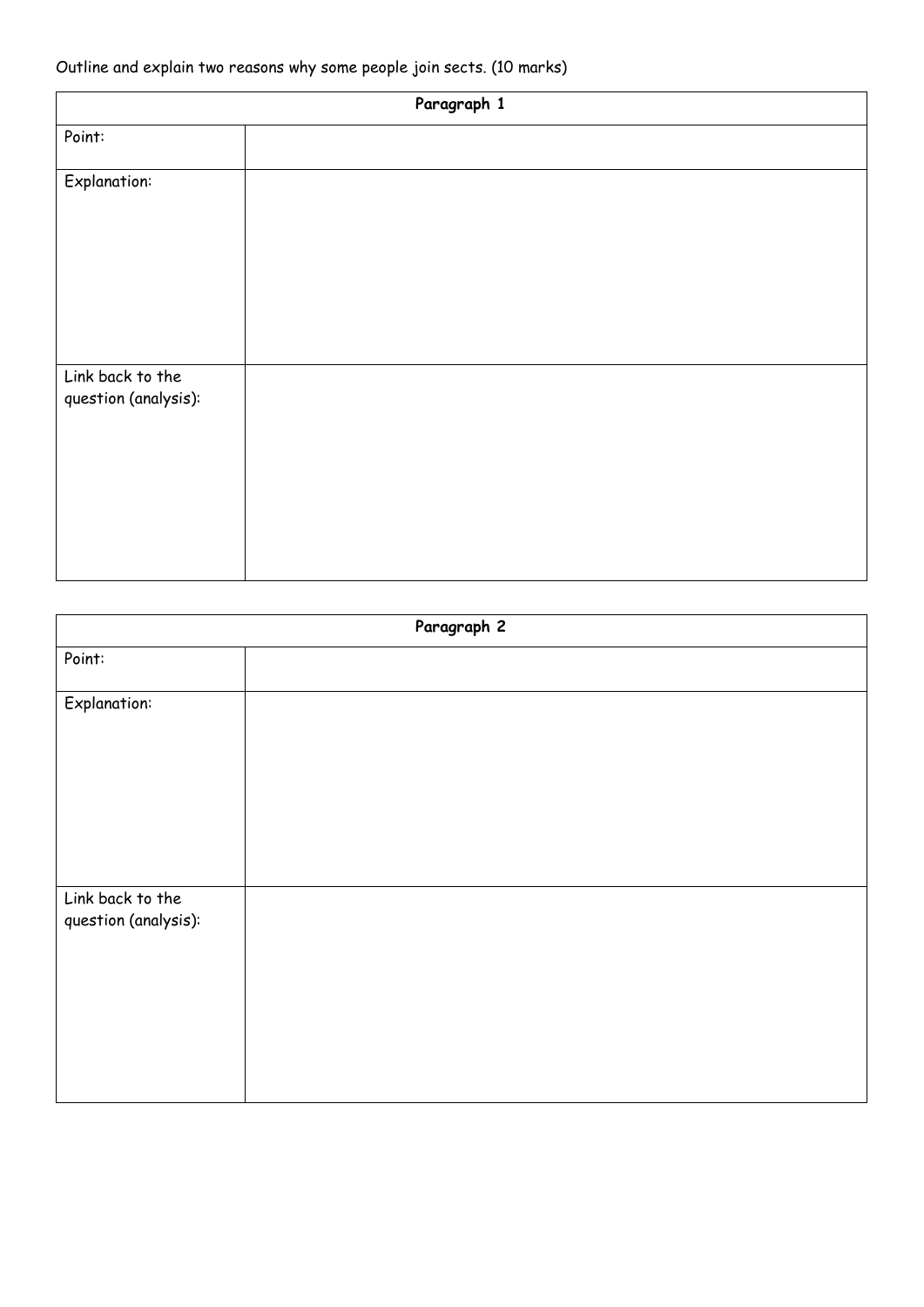Outline and explain two reasons why some people join sects. (10 marks)

| Paragraph 1 | |
|---|---|
| Point: | |
| Explanation: | |
| Link back to the question (analysis): | |

| Paragraph 2 | |
|---|---|
| Point: | |
| Explanation: | |
| Link back to the question (analysis): | |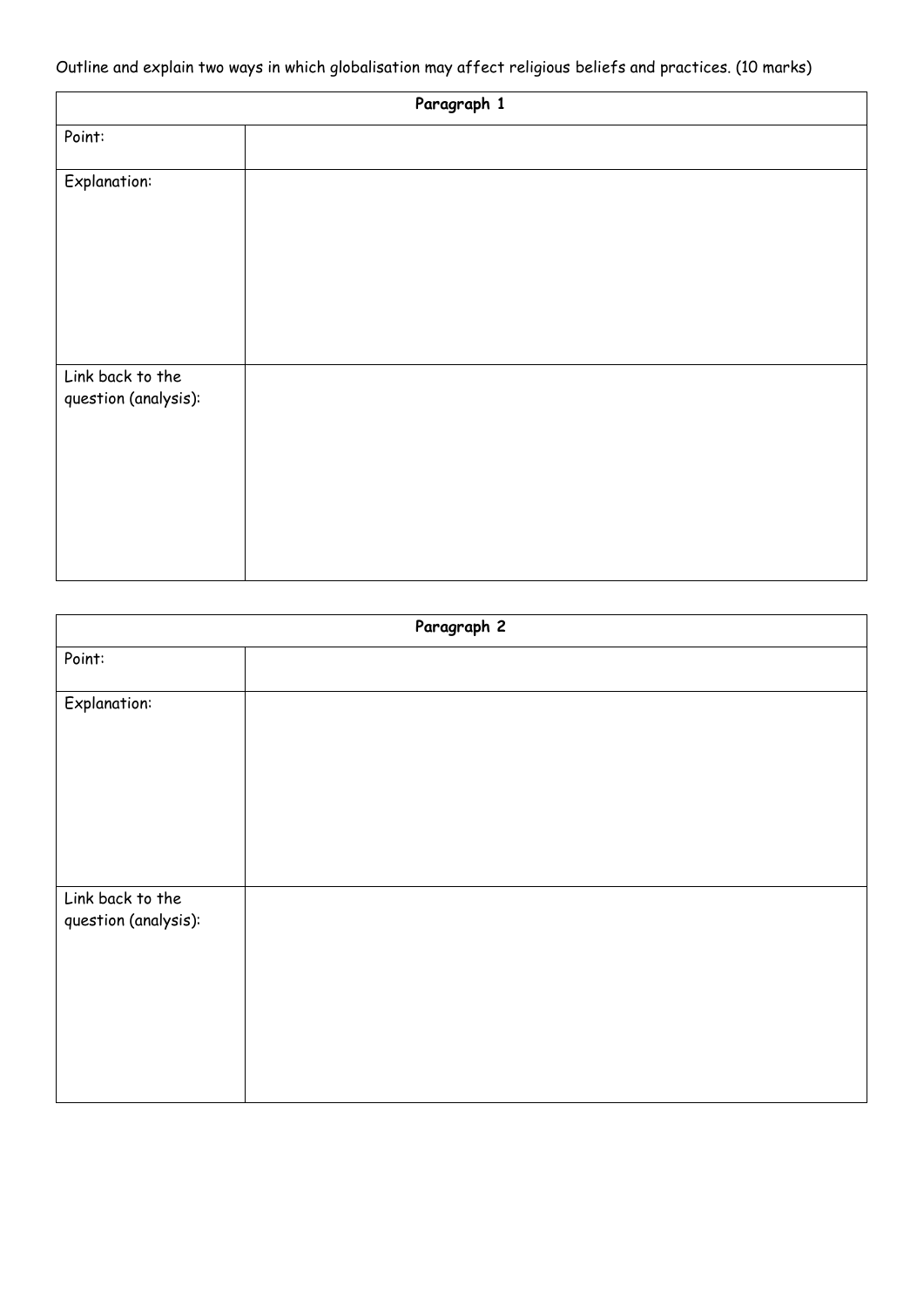Outline and explain two ways in which globalisation may affect religious beliefs and practices. (10 marks)

| Paragraph 1 | |
|---|---|
| Point: | |
| Explanation: | |
| Link back to the question (analysis): | |

| Paragraph 2 | |
|---|---|
| Point: | |
| Explanation: | |
| Link back to the question (analysis): | |